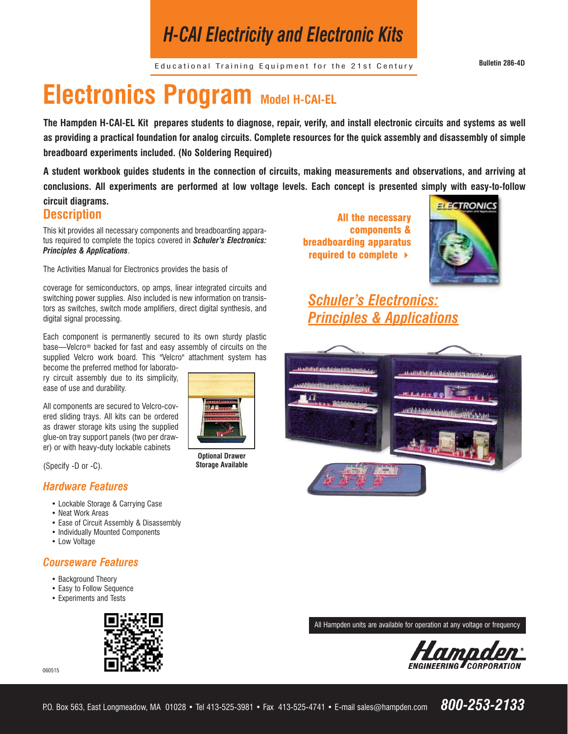# H-CAI Electricity and Electronic Kits

Educational Training Equipment for the 21st Century

Bulletin 286-4D

# Electronics Program Model H-CAI-EL

**The Hampden H-CAI-EL Kit prepares students to diagnose, repair, verify, and install electronic circuits and systems as well as providing a practical foundation for analog circuits. Complete resources for the quick assembly and disassembly of simple breadboard experiments included. (No Soldering Required)**

**A student workbook guides students in the connection of circuits, making measurements and observations, and arriving at conclusions. All experiments are performed at low voltage levels. Each concept is presented simply with easy-to-follow circuit diagrams.**

## Description

This kit provides all necessary components and breadboarding apparatus required to complete the topics covered in ***Schuler's Electronics: Principles & Applications***.

The Activities Manual for Electronics provides the basis of

coverage for semiconductors, op amps, linear integrated circuits and switching power supplies. Also included is new information on transistors as switches, switch mode amplifiers, direct digital synthesis, and digital signal processing.

Each component is permanently secured to its own sturdy plastic base—Velcro® backed for fast and easy assembly of circuits on the supplied Velcro work board. This "Velcro" attachment system has become the preferred method for laboratory circuit assembly due to its simplicity, ease of use and durability.

All components are secured to Velcro-covered sliding trays. All kits can be ordered as drawer storage kits using the supplied glue-on tray support panels (two per drawer) or with heavy-duty lockable cabinets

(Specify -D or -C).

**Optional Drawer Storage Available**

**All the necessary components & breadboarding apparatus required to complete**

***Schuler's Electronics: Principles & Applications***

### *Hardware Features*

- Lockable Storage & Carrying Case
- Neat Work Areas
- Ease of Circuit Assembly & Disassembly
- Individually Mounted Components
- Low Voltage

### *Courseware Features*

- Background Theory
- Easy to Follow Sequence
- Experiments and Tests

060515

All Hampden units are available for operation at any voltage or frequency

Hampden ENGINEERING CORPORATION

P.O. Box 563, East Longmeadow, MA 01028 • Tel 413-525-3981 • Fax 413-525-4741 • E-mail sales@hampden.com **800-253-2133**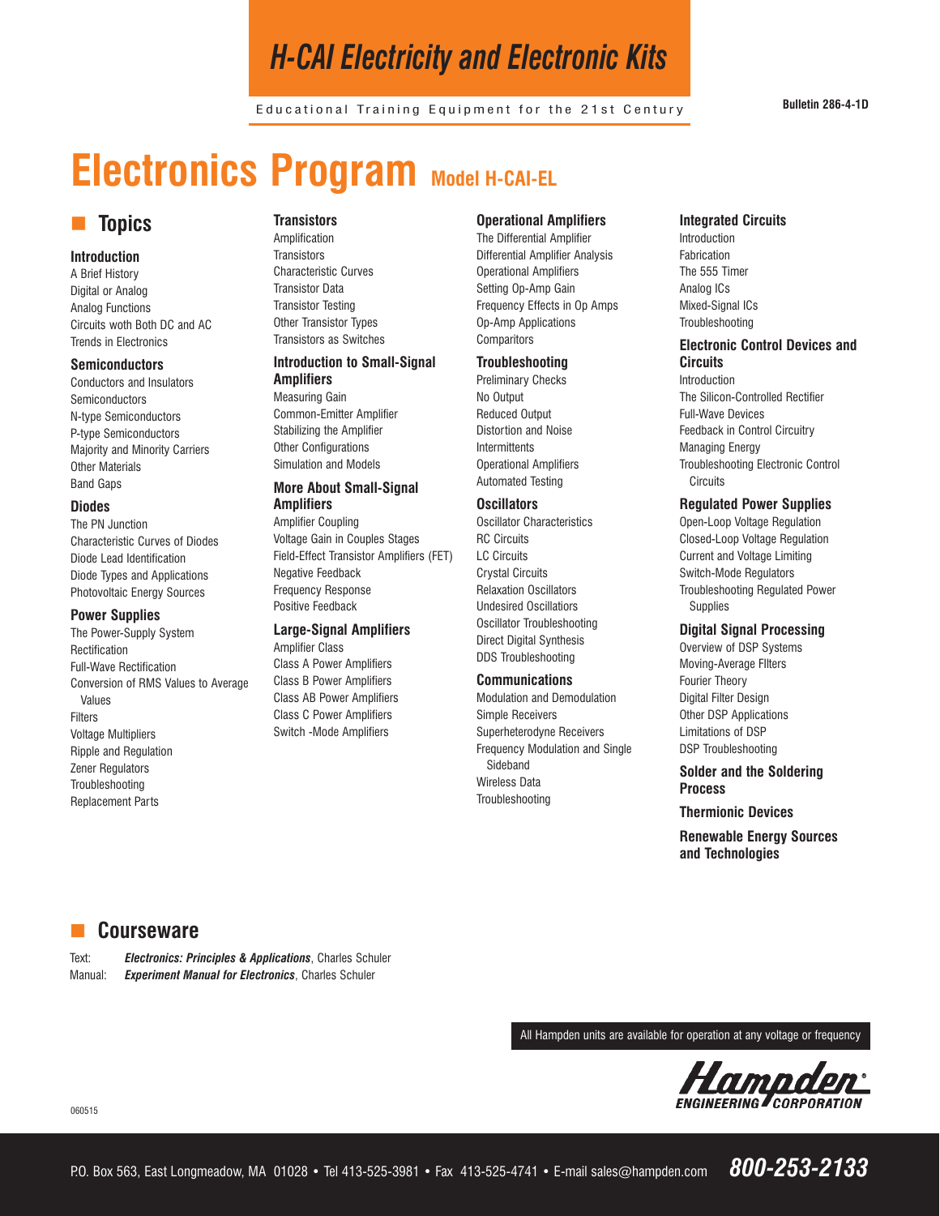# H-CAI Electricity and Electronic Kits

Educational Training Equipment for the 21st Century

Bulletin 286-4-1D

# Electronics Program Model H-CAI-EL

## Topics

### Introduction
A Brief History
Digital or Analog
Analog Functions
Circuits woth Both DC and AC
Trends in Electronics

### Semiconductors
Conductors and Insulators
Semiconductors
N-type Semiconductors
P-type Semiconductors
Majority and Minority Carriers
Other Materials
Band Gaps

### Diodes
The PN Junction
Characteristic Curves of Diodes
Diode Lead Identification
Diode Types and Applications
Photovoltaic Energy Sources

### Power Supplies
The Power-Supply System
Rectification
Full-Wave Rectification
Conversion of RMS Values to Average Values
Filters
Voltage Multipliers
Ripple and Regulation
Zener Regulators
Troubleshooting
Replacement Parts

### Transistors
Amplification
Transistors
Characteristic Curves
Transistor Data
Transistor Testing
Other Transistor Types
Transistors as Switches

### Introduction to Small-Signal Amplifiers
Measuring Gain
Common-Emitter Amplifier
Stabilizing the Amplifier
Other Configurations
Simulation and Models

### More About Small-Signal Amplifiers
Amplifier Coupling
Voltage Gain in Couples Stages
Field-Effect Transistor Amplifiers (FET)
Negative Feedback
Frequency Response
Positive Feedback

### Large-Signal Amplifiers
Amplifier Class
Class A Power Amplifiers
Class B Power Amplifiers
Class AB Power Amplifiers
Class C Power Amplifiers
Switch -Mode Amplifiers

### Operational Amplifiers
The Differential Amplifier
Differential Amplifier Analysis
Operational Amplifiers
Setting Op-Amp Gain
Frequency Effects in Op Amps
Op-Amp Applications
Comparitors

### Troubleshooting
Preliminary Checks
No Output
Reduced Output
Distortion and Noise
Intermittents
Operational Amplifiers
Automated Testing

### Oscillators
Oscillator Characteristics
RC Circuits
LC Circuits
Crystal Circuits
Relaxation Oscillators
Undesired Oscillators
Oscillator Troubleshooting
Direct Digital Synthesis
DDS Troubleshooting

### Communications
Modulation and Demodulation
Simple Receivers
Superheterodyne Receivers
Frequency Modulation and Single Sideband
Wireless Data
Troubleshooting

### Integrated Circuits
Introduction
Fabrication
The 555 Timer
Analog ICs
Mixed-Signal ICs
Troubleshooting

### Electronic Control Devices and Circuits
Introduction
The Silicon-Controlled Rectifier
Full-Wave Devices
Feedback in Control Circuitry
Managing Energy
Troubleshooting Electronic Control Circuits

### Regulated Power Supplies
Open-Loop Voltage Regulation
Closed-Loop Voltage Regulation
Current and Voltage Limiting
Switch-Mode Regulators
Troubleshooting Regulated Power Supplies

### Digital Signal Processing
Overview of DSP Systems
Moving-Average FIlters
Fourier Theory
Digital Filter Design
Other DSP Applications
Limitations of DSP
DSP Troubleshooting

### Solder and the Soldering Process

### Thermionic Devices

### Renewable Energy Sources and Technologies

## Courseware

Text: ***Electronics: Principles & Applications***, Charles Schuler
Manual: ***Experiment Manual for Electronics***, Charles Schuler

All Hampden units are available for operation at any voltage or frequency

Hampden ENGINEERING CORPORATION

060515

P.O. Box 563, East Longmeadow, MA 01028 • Tel 413-525-3981 • Fax 413-525-4741 • E-mail sales@hampden.com **800-253-2133**